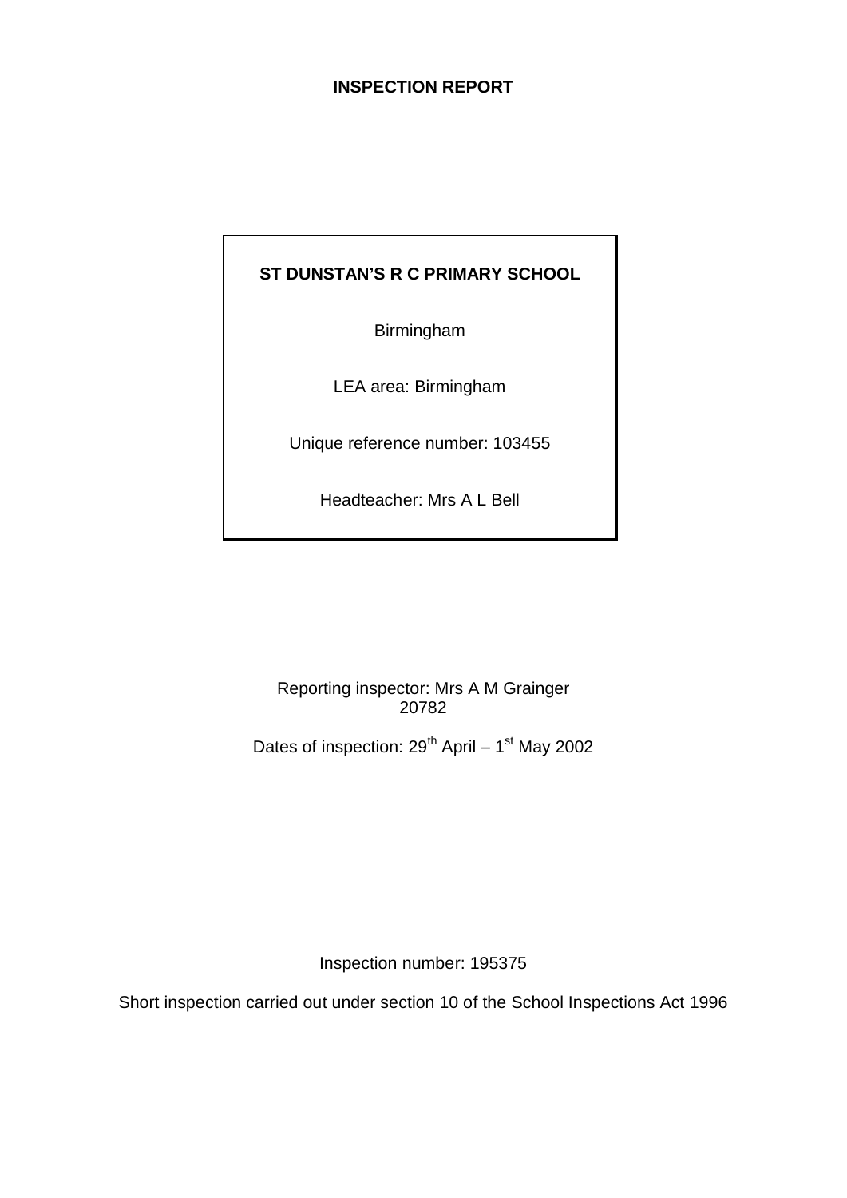# INSPECTION REPORT

**ST DUNSTAN'S R C PRIMARY SCHOOL**

Birmingham

LEA area: Birmingham

Unique reference number: 103455

Headteacher: Mrs A L Bell

Reporting inspector: Mrs A M Grainger
20782

Dates of inspection: 29th April – 1st May 2002

Inspection number: 195375

Short inspection carried out under section 10 of the School Inspections Act 1996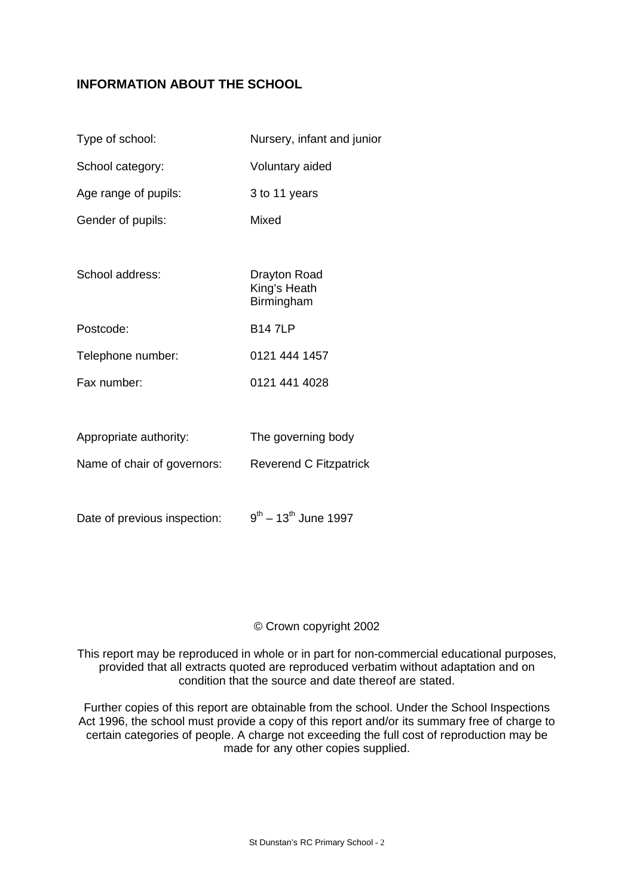## INFORMATION ABOUT THE SCHOOL

| | |
|---|---|
| Type of school: | Nursery, infant and junior |
| School category: | Voluntary aided |
| Age range of pupils: | 3 to 11 years |
| Gender of pupils: | Mixed |
| School address: | Drayton Road<br>King's Heath<br>Birmingham |
| Postcode: | B14 7LP |
| Telephone number: | 0121 444 1457 |
| Fax number: | 0121 441 4028 |
| Appropriate authority: | The governing body |
| Name of chair of governors: | Reverend C Fitzpatrick |
| Date of previous inspection: | 9th – 13th June 1997 |

© Crown copyright 2002

This report may be reproduced in whole or in part for non-commercial educational purposes, provided that all extracts quoted are reproduced verbatim without adaptation and on condition that the source and date thereof are stated.

Further copies of this report are obtainable from the school. Under the School Inspections Act 1996, the school must provide a copy of this report and/or its summary free of charge to certain categories of people. A charge not exceeding the full cost of reproduction may be made for any other copies supplied.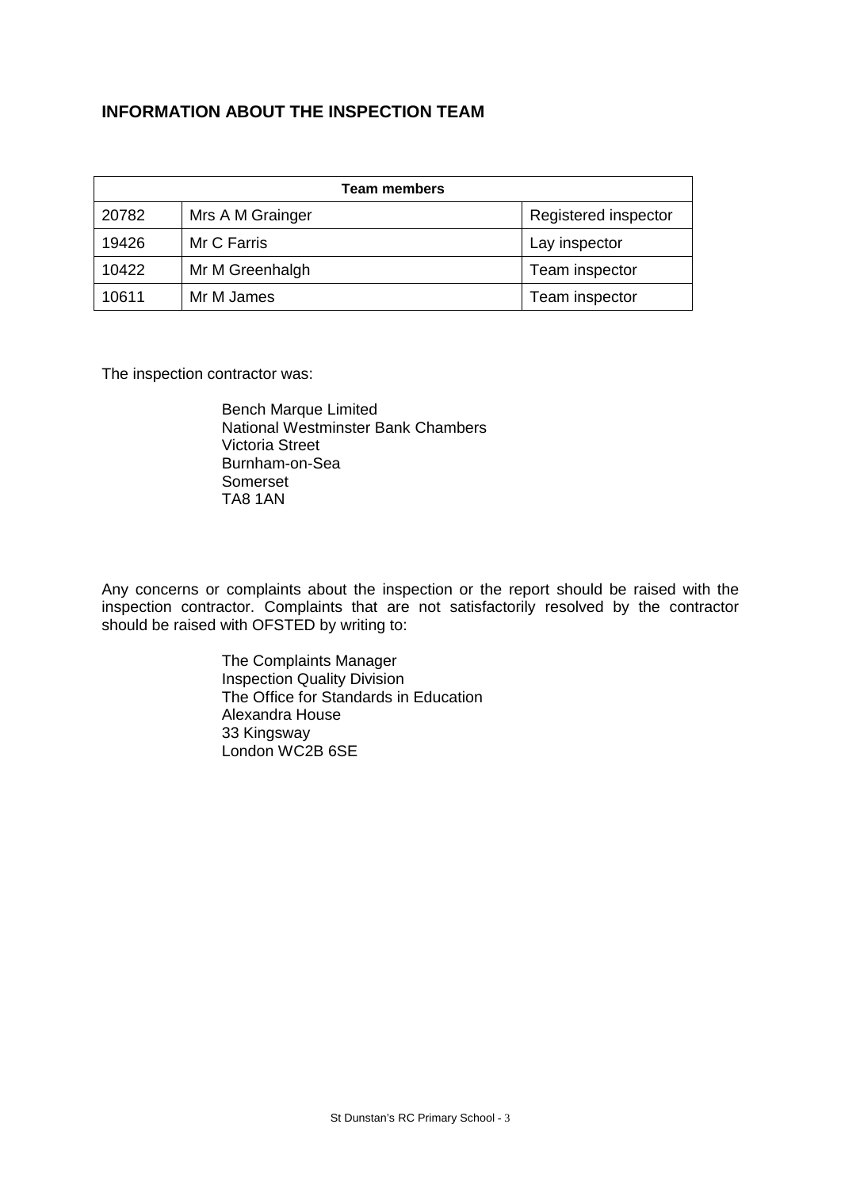## INFORMATION ABOUT THE INSPECTION TEAM

| Team members | | |
|---|---|---|
| 20782 | Mrs A M Grainger | Registered inspector |
| 19426 | Mr C Farris | Lay inspector |
| 10422 | Mr M Greenhalgh | Team inspector |
| 10611 | Mr M James | Team inspector |

The inspection contractor was:

Bench Marque Limited
National Westminster Bank Chambers
Victoria Street
Burnham-on-Sea
Somerset
TA8 1AN

Any concerns or complaints about the inspection or the report should be raised with the inspection contractor. Complaints that are not satisfactorily resolved by the contractor should be raised with OFSTED by writing to:

The Complaints Manager
Inspection Quality Division
The Office for Standards in Education
Alexandra House
33 Kingsway
London WC2B 6SE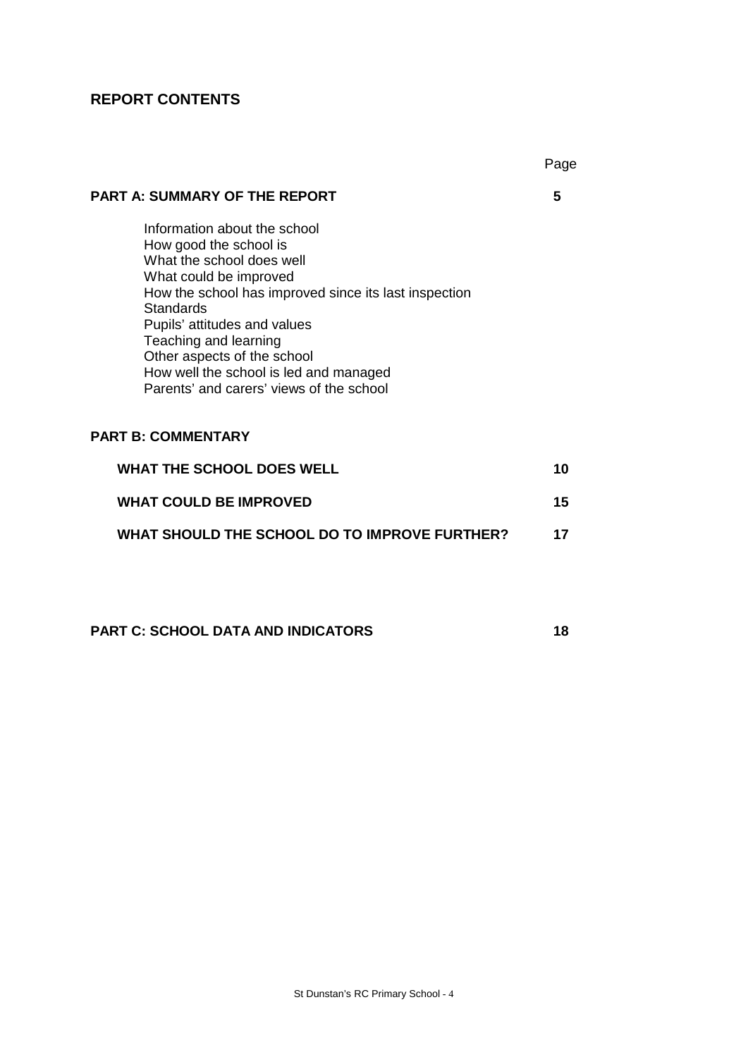## REPORT CONTENTS

| | Page |
|---|---|
| **PART A: SUMMARY OF THE REPORT** | **5** |
| Information about the school | |
| How good the school is | |
| What the school does well | |
| What could be improved | |
| How the school has improved since its last inspection | |
| Standards | |
| Pupils' attitudes and values | |
| Teaching and learning | |
| Other aspects of the school | |
| How well the school is led and managed | |
| Parents' and carers' views of the school | |
| **PART B: COMMENTARY** | |
| **WHAT THE SCHOOL DOES WELL** | **10** |
| **WHAT COULD BE IMPROVED** | **15** |
| **WHAT SHOULD THE SCHOOL DO TO IMPROVE FURTHER?** | **17** |
| **PART C: SCHOOL DATA AND INDICATORS** | **18** |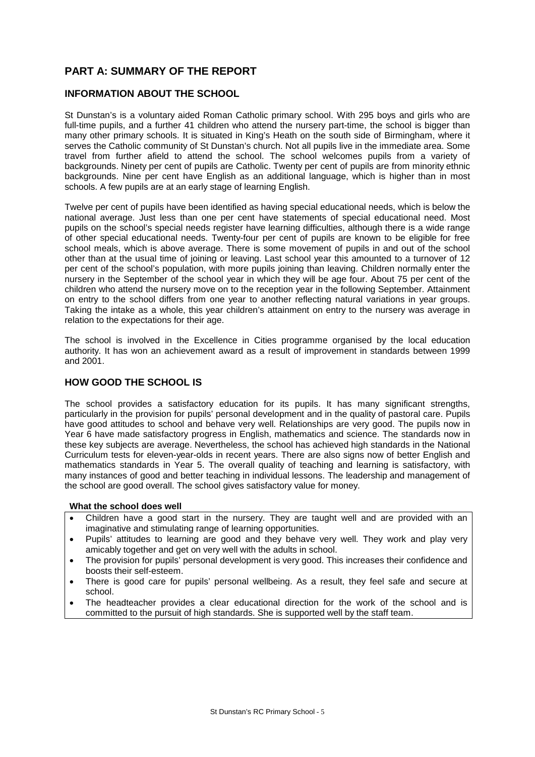# PART A: SUMMARY OF THE REPORT

## INFORMATION ABOUT THE SCHOOL

St Dunstan's is a voluntary aided Roman Catholic primary school. With 295 boys and girls who are full-time pupils, and a further 41 children who attend the nursery part-time, the school is bigger than many other primary schools. It is situated in King's Heath on the south side of Birmingham, where it serves the Catholic community of St Dunstan's church. Not all pupils live in the immediate area. Some travel from further afield to attend the school. The school welcomes pupils from a variety of backgrounds. Ninety per cent of pupils are Catholic. Twenty per cent of pupils are from minority ethnic backgrounds. Nine per cent have English as an additional language, which is higher than in most schools. A few pupils are at an early stage of learning English.

Twelve per cent of pupils have been identified as having special educational needs, which is below the national average. Just less than one per cent have statements of special educational need. Most pupils on the school's special needs register have learning difficulties, although there is a wide range of other special educational needs. Twenty-four per cent of pupils are known to be eligible for free school meals, which is above average. There is some movement of pupils in and out of the school other than at the usual time of joining or leaving. Last school year this amounted to a turnover of 12 per cent of the school's population, with more pupils joining than leaving. Children normally enter the nursery in the September of the school year in which they will be age four. About 75 per cent of the children who attend the nursery move on to the reception year in the following September. Attainment on entry to the school differs from one year to another reflecting natural variations in year groups. Taking the intake as a whole, this year children's attainment on entry to the nursery was average in relation to the expectations for their age.

The school is involved in the Excellence in Cities programme organised by the local education authority. It has won an achievement award as a result of improvement in standards between 1999 and 2001.

## HOW GOOD THE SCHOOL IS

The school provides a satisfactory education for its pupils. It has many significant strengths, particularly in the provision for pupils' personal development and in the quality of pastoral care. Pupils have good attitudes to school and behave very well. Relationships are very good. The pupils now in Year 6 have made satisfactory progress in English, mathematics and science. The standards now in these key subjects are average. Nevertheless, the school has achieved high standards in the National Curriculum tests for eleven-year-olds in recent years. There are also signs now of better English and mathematics standards in Year 5. The overall quality of teaching and learning is satisfactory, with many instances of good and better teaching in individual lessons. The leadership and management of the school are good overall. The school gives satisfactory value for money.

**What the school does well**

- Children have a good start in the nursery. They are taught well and are provided with an imaginative and stimulating range of learning opportunities.
- Pupils' attitudes to learning are good and they behave very well. They work and play very amicably together and get on very well with the adults in school.
- The provision for pupils' personal development is very good. This increases their confidence and boosts their self-esteem.
- There is good care for pupils' personal wellbeing. As a result, they feel safe and secure at school.
- The headteacher provides a clear educational direction for the work of the school and is committed to the pursuit of high standards. She is supported well by the staff team.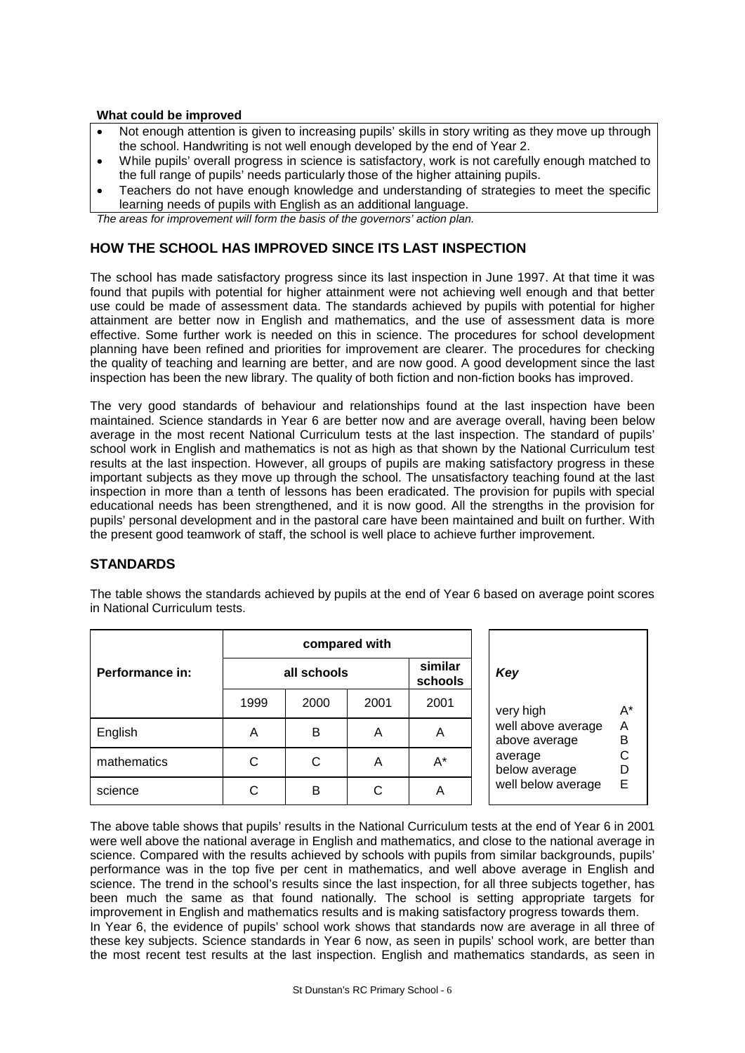**What could be improved**

- Not enough attention is given to increasing pupils' skills in story writing as they move up through the school. Handwriting is not well enough developed by the end of Year 2.
- While pupils' overall progress in science is satisfactory, work is not carefully enough matched to the full range of pupils' needs particularly those of the higher attaining pupils.
- Teachers do not have enough knowledge and understanding of strategies to meet the specific learning needs of pupils with English as an additional language.

*The areas for improvement will form the basis of the governors' action plan.*

## HOW THE SCHOOL HAS IMPROVED SINCE ITS LAST INSPECTION

The school has made satisfactory progress since its last inspection in June 1997. At that time it was found that pupils with potential for higher attainment were not achieving well enough and that better use could be made of assessment data. The standards achieved by pupils with potential for higher attainment are better now in English and mathematics, and the use of assessment data is more effective. Some further work is needed on this in science. The procedures for school development planning have been refined and priorities for improvement are clearer. The procedures for checking the quality of teaching and learning are better, and are now good. A good development since the last inspection has been the new library. The quality of both fiction and non-fiction books has improved.

The very good standards of behaviour and relationships found at the last inspection have been maintained. Science standards in Year 6 are better now and are average overall, having been below average in the most recent National Curriculum tests at the last inspection. The standard of pupils' school work in English and mathematics is not as high as that shown by the National Curriculum test results at the last inspection. However, all groups of pupils are making satisfactory progress in these important subjects as they move up through the school. The unsatisfactory teaching found at the last inspection in more than a tenth of lessons has been eradicated. The provision for pupils with special educational needs has been strengthened, and it is now good. All the strengths in the provision for pupils' personal development and in the pastoral care have been maintained and built on further. With the present good teamwork of staff, the school is well place to achieve further improvement.

## STANDARDS

The table shows the standards achieved by pupils at the end of Year 6 based on average point scores in National Curriculum tests.

| Performance in: | compared with | | | |
|---|---|---|---|---|
| | all schools | | | similar schools |
| | 1999 | 2000 | 2001 | 2001 |
| English | A | B | A | A |
| mathematics | C | C | A | A* |
| science | C | B | C | A |

| Key | |
|---|---|
| very high | A* |
| well above average | A |
| above average | B |
| average | C |
| below average | D |
| well below average | E |

The above table shows that pupils' results in the National Curriculum tests at the end of Year 6 in 2001 were well above the national average in English and mathematics, and close to the national average in science. Compared with the results achieved by schools with pupils from similar backgrounds, pupils' performance was in the top five per cent in mathematics, and well above average in English and science. The trend in the school's results since the last inspection, for all three subjects together, has been much the same as that found nationally. The school is setting appropriate targets for improvement in English and mathematics results and is making satisfactory progress towards them.

In Year 6, the evidence of pupils' school work shows that standards now are average in all three of these key subjects. Science standards in Year 6 now, as seen in pupils' school work, are better than the most recent test results at the last inspection. English and mathematics standards, as seen in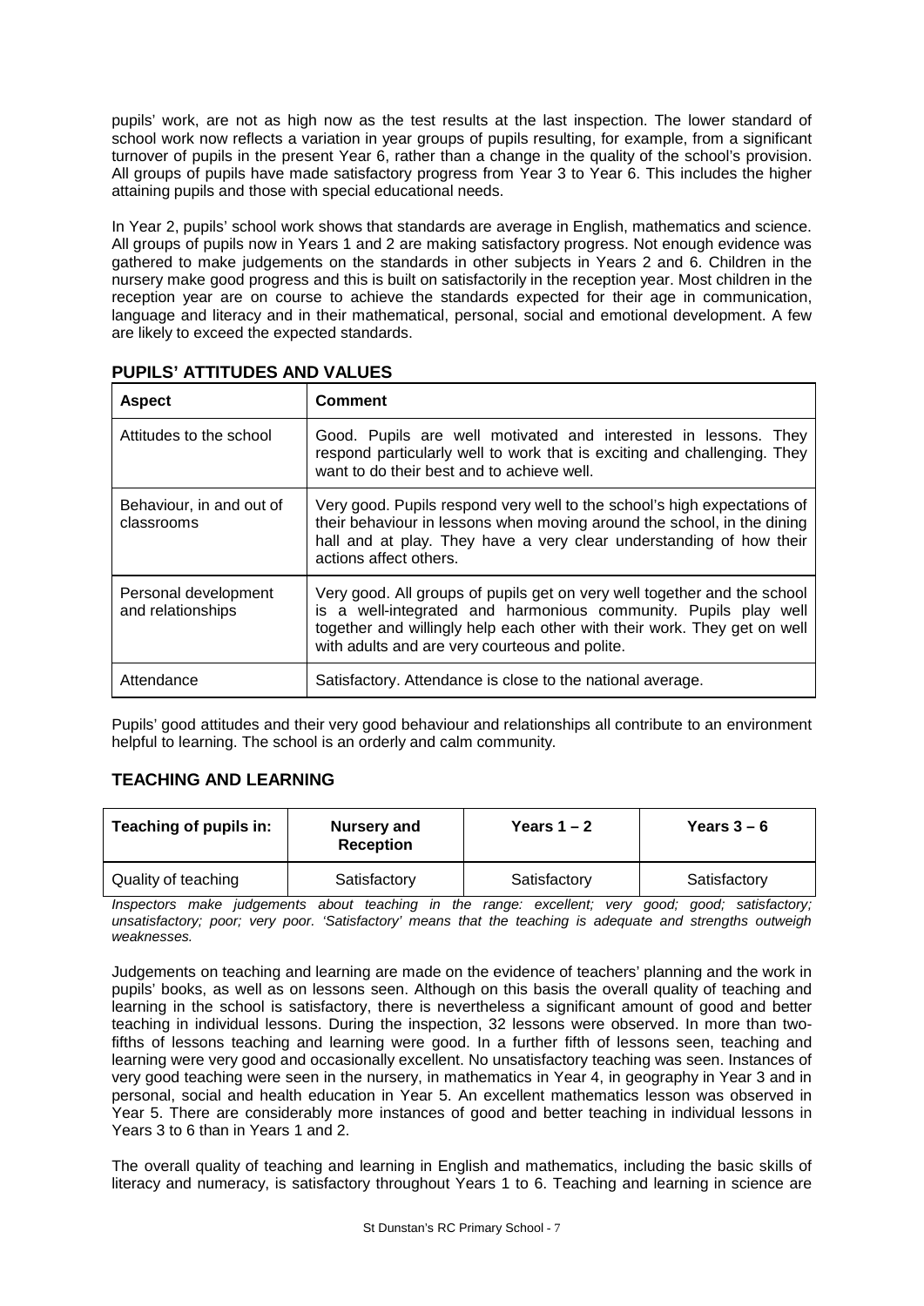pupils' work, are not as high now as the test results at the last inspection. The lower standard of school work now reflects a variation in year groups of pupils resulting, for example, from a significant turnover of pupils in the present Year 6, rather than a change in the quality of the school's provision. All groups of pupils have made satisfactory progress from Year 3 to Year 6. This includes the higher attaining pupils and those with special educational needs.

In Year 2, pupils' school work shows that standards are average in English, mathematics and science. All groups of pupils now in Years 1 and 2 are making satisfactory progress. Not enough evidence was gathered to make judgements on the standards in other subjects in Years 2 and 6. Children in the nursery make good progress and this is built on satisfactorily in the reception year. Most children in the reception year are on course to achieve the standards expected for their age in communication, language and literacy and in their mathematical, personal, social and emotional development. A few are likely to exceed the expected standards.

## PUPILS' ATTITUDES AND VALUES

| Aspect | Comment |
|---|---|
| Attitudes to the school | Good. Pupils are well motivated and interested in lessons. They respond particularly well to work that is exciting and challenging. They want to do their best and to achieve well. |
| Behaviour, in and out of classrooms | Very good. Pupils respond very well to the school's high expectations of their behaviour in lessons when moving around the school, in the dining hall and at play. They have a very clear understanding of how their actions affect others. |
| Personal development and relationships | Very good. All groups of pupils get on very well together and the school is a well-integrated and harmonious community. Pupils play well together and willingly help each other with their work. They get on well with adults and are very courteous and polite. |
| Attendance | Satisfactory. Attendance is close to the national average. |

Pupils' good attitudes and their very good behaviour and relationships all contribute to an environment helpful to learning. The school is an orderly and calm community.

## TEACHING AND LEARNING

| Teaching of pupils in: | Nursery and Reception | Years 1 – 2 | Years 3 – 6 |
|---|---|---|---|
| Quality of teaching | Satisfactory | Satisfactory | Satisfactory |

*Inspectors make judgements about teaching in the range: excellent; very good; good; satisfactory; unsatisfactory; poor; very poor. 'Satisfactory' means that the teaching is adequate and strengths outweigh weaknesses.*

Judgements on teaching and learning are made on the evidence of teachers' planning and the work in pupils' books, as well as on lessons seen. Although on this basis the overall quality of teaching and learning in the school is satisfactory, there is nevertheless a significant amount of good and better teaching in individual lessons. During the inspection, 32 lessons were observed. In more than two-fifths of lessons teaching and learning were good. In a further fifth of lessons seen, teaching and learning were very good and occasionally excellent. No unsatisfactory teaching was seen. Instances of very good teaching were seen in the nursery, in mathematics in Year 4, in geography in Year 3 and in personal, social and health education in Year 5. An excellent mathematics lesson was observed in Year 5. There are considerably more instances of good and better teaching in individual lessons in Years 3 to 6 than in Years 1 and 2.

The overall quality of teaching and learning in English and mathematics, including the basic skills of literacy and numeracy, is satisfactory throughout Years 1 to 6. Teaching and learning in science are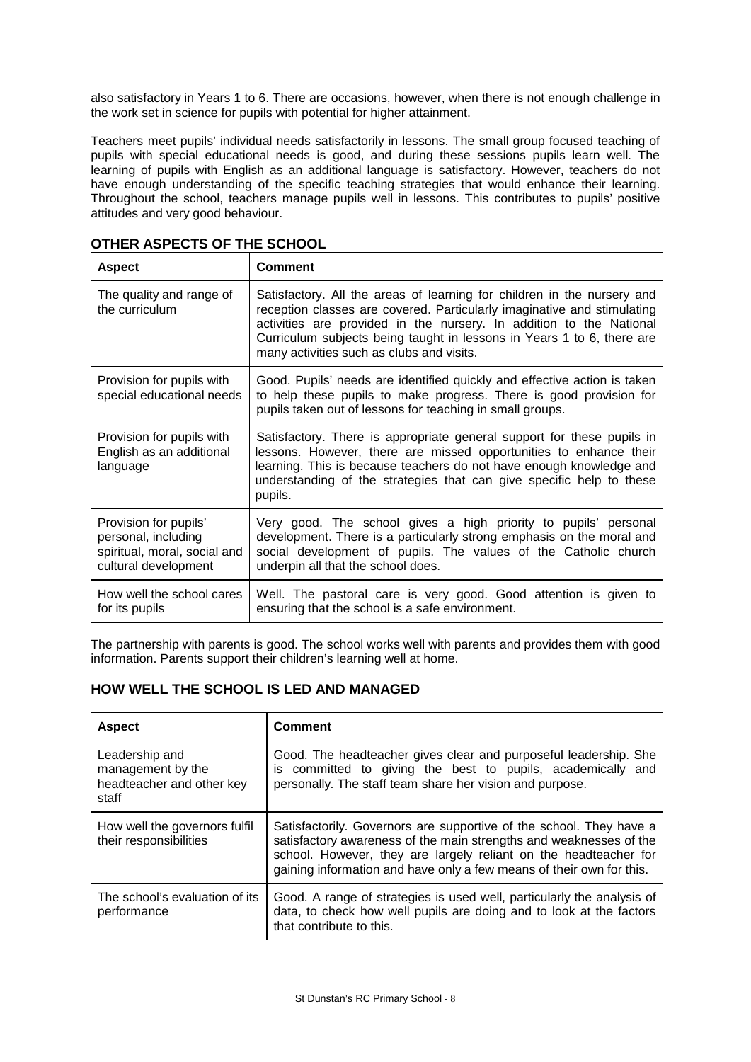also satisfactory in Years 1 to 6. There are occasions, however, when there is not enough challenge in the work set in science for pupils with potential for higher attainment.

Teachers meet pupils' individual needs satisfactorily in lessons. The small group focused teaching of pupils with special educational needs is good, and during these sessions pupils learn well. The learning of pupils with English as an additional language is satisfactory. However, teachers do not have enough understanding of the specific teaching strategies that would enhance their learning. Throughout the school, teachers manage pupils well in lessons. This contributes to pupils' positive attitudes and very good behaviour.

## OTHER ASPECTS OF THE SCHOOL

| Aspect | Comment |
|---|---|
| The quality and range of the curriculum | Satisfactory. All the areas of learning for children in the nursery and reception classes are covered. Particularly imaginative and stimulating activities are provided in the nursery. In addition to the National Curriculum subjects being taught in lessons in Years 1 to 6, there are many activities such as clubs and visits. |
| Provision for pupils with special educational needs | Good. Pupils' needs are identified quickly and effective action is taken to help these pupils to make progress. There is good provision for pupils taken out of lessons for teaching in small groups. |
| Provision for pupils with English as an additional language | Satisfactory. There is appropriate general support for these pupils in lessons. However, there are missed opportunities to enhance their learning. This is because teachers do not have enough knowledge and understanding of the strategies that can give specific help to these pupils. |
| Provision for pupils' personal, including spiritual, moral, social and cultural development | Very good. The school gives a high priority to pupils' personal development. There is a particularly strong emphasis on the moral and social development of pupils. The values of the Catholic church underpin all that the school does. |
| How well the school cares for its pupils | Well. The pastoral care is very good. Good attention is given to ensuring that the school is a safe environment. |

The partnership with parents is good. The school works well with parents and provides them with good information. Parents support their children's learning well at home.

## HOW WELL THE SCHOOL IS LED AND MANAGED

| Aspect | Comment |
|---|---|
| Leadership and management by the headteacher and other key staff | Good. The headteacher gives clear and purposeful leadership. She is committed to giving the best to pupils, academically and personally. The staff team share her vision and purpose. |
| How well the governors fulfil their responsibilities | Satisfactorily. Governors are supportive of the school. They have a satisfactory awareness of the main strengths and weaknesses of the school. However, they are largely reliant on the headteacher for gaining information and have only a few means of their own for this. |
| The school's evaluation of its performance | Good. A range of strategies is used well, particularly the analysis of data, to check how well pupils are doing and to look at the factors that contribute to this. |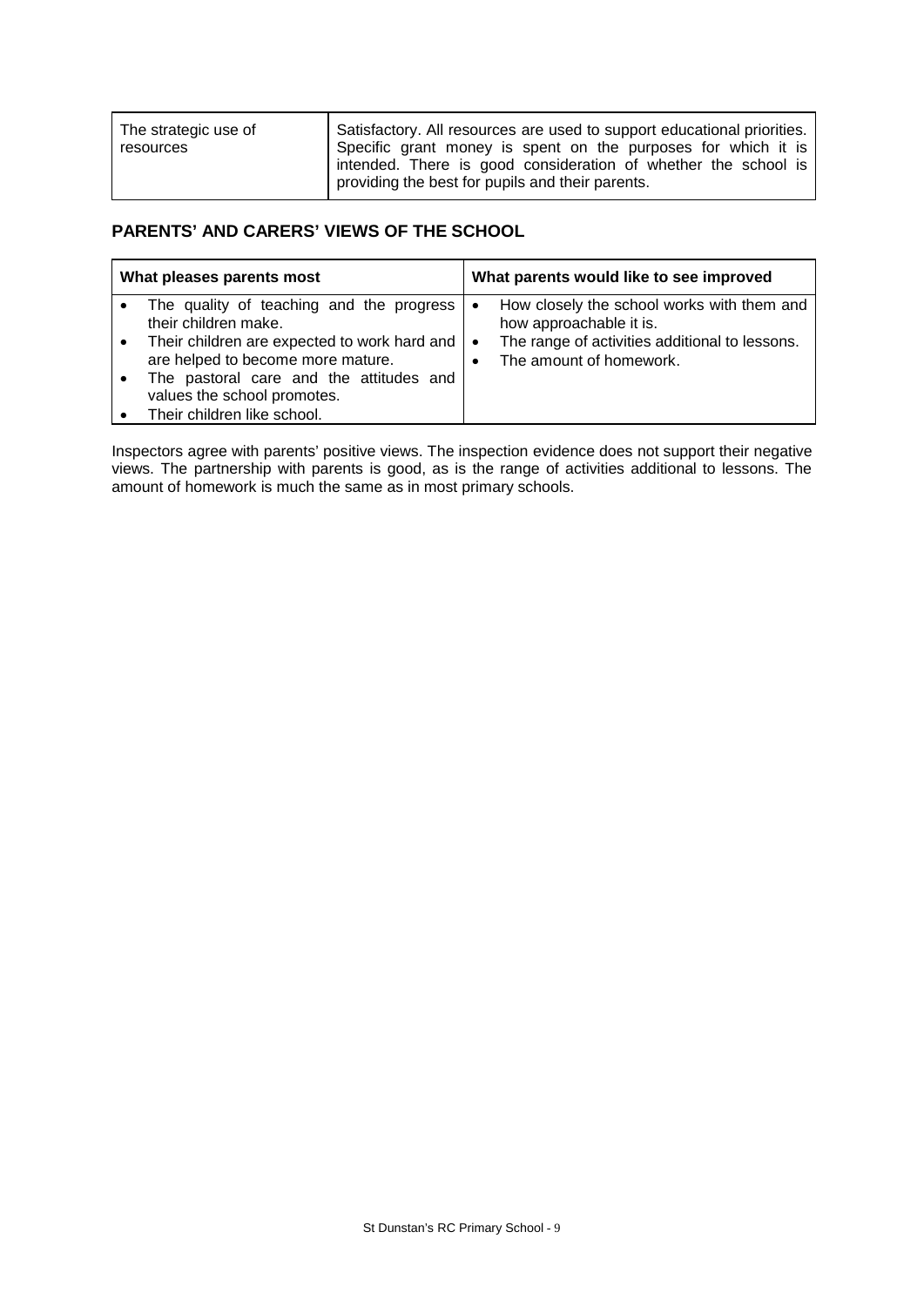| The strategic use of resources | Satisfactory. All resources are used to support educational priorities. Specific grant money is spent on the purposes for which it is intended. There is good consideration of whether the school is providing the best for pupils and their parents. |
|---|---|

## PARENTS' AND CARERS' VIEWS OF THE SCHOOL

| What pleases parents most | What parents would like to see improved |
|---|---|
| • The quality of teaching and the progress their children make.<br>• Their children are expected to work hard and are helped to become more mature.<br>• The pastoral care and the attitudes and values the school promotes.<br>• Their children like school. | • How closely the school works with them and how approachable it is.<br>• The range of activities additional to lessons.<br>• The amount of homework. |

Inspectors agree with parents' positive views. The inspection evidence does not support their negative views. The partnership with parents is good, as is the range of activities additional to lessons. The amount of homework is much the same as in most primary schools.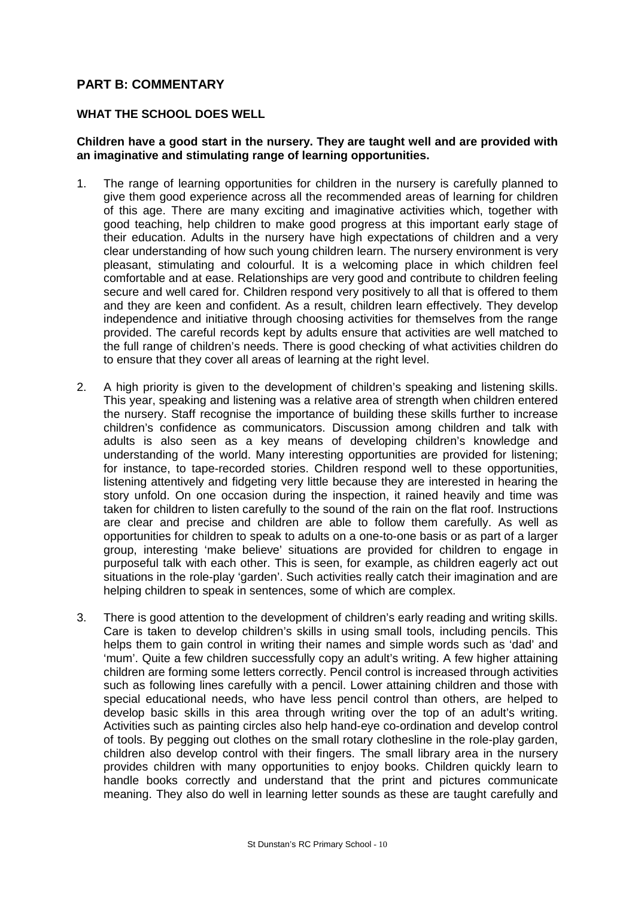## PART B: COMMENTARY

### WHAT THE SCHOOL DOES WELL

**Children have a good start in the nursery. They are taught well and are provided with an imaginative and stimulating range of learning opportunities.**

1. The range of learning opportunities for children in the nursery is carefully planned to give them good experience across all the recommended areas of learning for children of this age. There are many exciting and imaginative activities which, together with good teaching, help children to make good progress at this important early stage of their education. Adults in the nursery have high expectations of children and a very clear understanding of how such young children learn. The nursery environment is very pleasant, stimulating and colourful. It is a welcoming place in which children feel comfortable and at ease. Relationships are very good and contribute to children feeling secure and well cared for. Children respond very positively to all that is offered to them and they are keen and confident. As a result, children learn effectively. They develop independence and initiative through choosing activities for themselves from the range provided. The careful records kept by adults ensure that activities are well matched to the full range of children's needs. There is good checking of what activities children do to ensure that they cover all areas of learning at the right level.

2. A high priority is given to the development of children's speaking and listening skills. This year, speaking and listening was a relative area of strength when children entered the nursery. Staff recognise the importance of building these skills further to increase children's confidence as communicators. Discussion among children and talk with adults is also seen as a key means of developing children's knowledge and understanding of the world. Many interesting opportunities are provided for listening; for instance, to tape-recorded stories. Children respond well to these opportunities, listening attentively and fidgeting very little because they are interested in hearing the story unfold. On one occasion during the inspection, it rained heavily and time was taken for children to listen carefully to the sound of the rain on the flat roof. Instructions are clear and precise and children are able to follow them carefully. As well as opportunities for children to speak to adults on a one-to-one basis or as part of a larger group, interesting 'make believe' situations are provided for children to engage in purposeful talk with each other. This is seen, for example, as children eagerly act out situations in the role-play 'garden'. Such activities really catch their imagination and are helping children to speak in sentences, some of which are complex.

3. There is good attention to the development of children's early reading and writing skills. Care is taken to develop children's skills in using small tools, including pencils. This helps them to gain control in writing their names and simple words such as 'dad' and 'mum'. Quite a few children successfully copy an adult's writing. A few higher attaining children are forming some letters correctly. Pencil control is increased through activities such as following lines carefully with a pencil. Lower attaining children and those with special educational needs, who have less pencil control than others, are helped to develop basic skills in this area through writing over the top of an adult's writing. Activities such as painting circles also help hand-eye co-ordination and develop control of tools. By pegging out clothes on the small rotary clothesline in the role-play garden, children also develop control with their fingers. The small library area in the nursery provides children with many opportunities to enjoy books. Children quickly learn to handle books correctly and understand that the print and pictures communicate meaning. They also do well in learning letter sounds as these are taught carefully and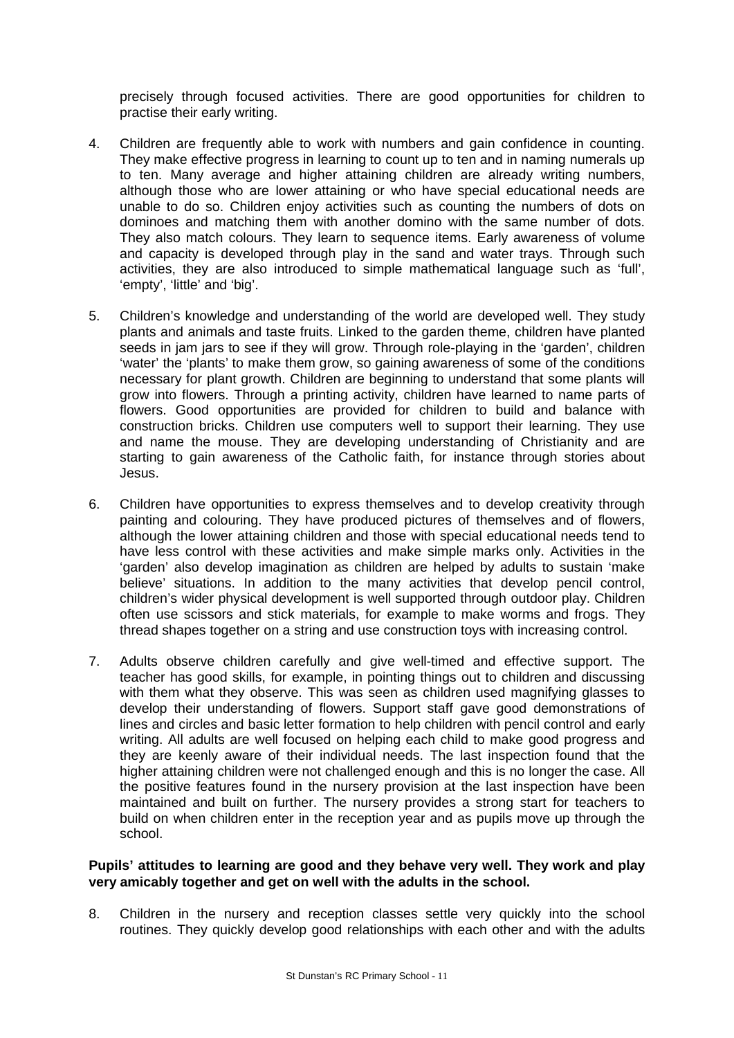precisely through focused activities. There are good opportunities for children to practise their early writing.

4. Children are frequently able to work with numbers and gain confidence in counting. They make effective progress in learning to count up to ten and in naming numerals up to ten. Many average and higher attaining children are already writing numbers, although those who are lower attaining or who have special educational needs are unable to do so. Children enjoy activities such as counting the numbers of dots on dominoes and matching them with another domino with the same number of dots. They also match colours. They learn to sequence items. Early awareness of volume and capacity is developed through play in the sand and water trays. Through such activities, they are also introduced to simple mathematical language such as 'full', 'empty', 'little' and 'big'.

5. Children's knowledge and understanding of the world are developed well. They study plants and animals and taste fruits. Linked to the garden theme, children have planted seeds in jam jars to see if they will grow. Through role-playing in the 'garden', children 'water' the 'plants' to make them grow, so gaining awareness of some of the conditions necessary for plant growth. Children are beginning to understand that some plants will grow into flowers. Through a printing activity, children have learned to name parts of flowers. Good opportunities are provided for children to build and balance with construction bricks. Children use computers well to support their learning. They use and name the mouse. They are developing understanding of Christianity and are starting to gain awareness of the Catholic faith, for instance through stories about Jesus.

6. Children have opportunities to express themselves and to develop creativity through painting and colouring. They have produced pictures of themselves and of flowers, although the lower attaining children and those with special educational needs tend to have less control with these activities and make simple marks only. Activities in the 'garden' also develop imagination as children are helped by adults to sustain 'make believe' situations. In addition to the many activities that develop pencil control, children's wider physical development is well supported through outdoor play. Children often use scissors and stick materials, for example to make worms and frogs. They thread shapes together on a string and use construction toys with increasing control.

7. Adults observe children carefully and give well-timed and effective support. The teacher has good skills, for example, in pointing things out to children and discussing with them what they observe. This was seen as children used magnifying glasses to develop their understanding of flowers. Support staff gave good demonstrations of lines and circles and basic letter formation to help children with pencil control and early writing. All adults are well focused on helping each child to make good progress and they are keenly aware of their individual needs. The last inspection found that the higher attaining children were not challenged enough and this is no longer the case. All the positive features found in the nursery provision at the last inspection have been maintained and built on further. The nursery provides a strong start for teachers to build on when children enter in the reception year and as pupils move up through the school.

**Pupils' attitudes to learning are good and they behave very well. They work and play very amicably together and get on well with the adults in the school.**

8. Children in the nursery and reception classes settle very quickly into the school routines. They quickly develop good relationships with each other and with the adults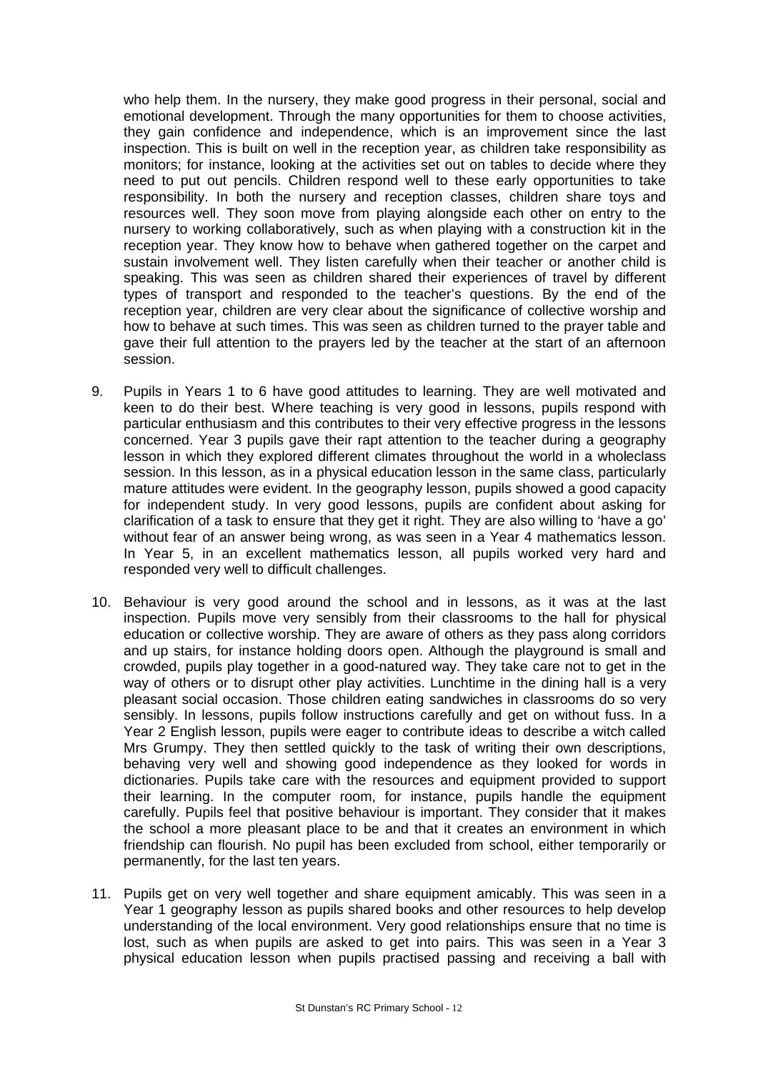who help them. In the nursery, they make good progress in their personal, social and emotional development. Through the many opportunities for them to choose activities, they gain confidence and independence, which is an improvement since the last inspection. This is built on well in the reception year, as children take responsibility as monitors; for instance, looking at the activities set out on tables to decide where they need to put out pencils. Children respond well to these early opportunities to take responsibility. In both the nursery and reception classes, children share toys and resources well. They soon move from playing alongside each other on entry to the nursery to working collaboratively, such as when playing with a construction kit in the reception year. They know how to behave when gathered together on the carpet and sustain involvement well. They listen carefully when their teacher or another child is speaking. This was seen as children shared their experiences of travel by different types of transport and responded to the teacher's questions. By the end of the reception year, children are very clear about the significance of collective worship and how to behave at such times. This was seen as children turned to the prayer table and gave their full attention to the prayers led by the teacher at the start of an afternoon session.

9. Pupils in Years 1 to 6 have good attitudes to learning. They are well motivated and keen to do their best. Where teaching is very good in lessons, pupils respond with particular enthusiasm and this contributes to their very effective progress in the lessons concerned. Year 3 pupils gave their rapt attention to the teacher during a geography lesson in which they explored different climates throughout the world in a wholeclass session. In this lesson, as in a physical education lesson in the same class, particularly mature attitudes were evident. In the geography lesson, pupils showed a good capacity for independent study. In very good lessons, pupils are confident about asking for clarification of a task to ensure that they get it right. They are also willing to 'have a go' without fear of an answer being wrong, as was seen in a Year 4 mathematics lesson. In Year 5, in an excellent mathematics lesson, all pupils worked very hard and responded very well to difficult challenges.

10. Behaviour is very good around the school and in lessons, as it was at the last inspection. Pupils move very sensibly from their classrooms to the hall for physical education or collective worship. They are aware of others as they pass along corridors and up stairs, for instance holding doors open. Although the playground is small and crowded, pupils play together in a good-natured way. They take care not to get in the way of others or to disrupt other play activities. Lunchtime in the dining hall is a very pleasant social occasion. Those children eating sandwiches in classrooms do so very sensibly. In lessons, pupils follow instructions carefully and get on without fuss. In a Year 2 English lesson, pupils were eager to contribute ideas to describe a witch called Mrs Grumpy. They then settled quickly to the task of writing their own descriptions, behaving very well and showing good independence as they looked for words in dictionaries. Pupils take care with the resources and equipment provided to support their learning. In the computer room, for instance, pupils handle the equipment carefully. Pupils feel that positive behaviour is important. They consider that it makes the school a more pleasant place to be and that it creates an environment in which friendship can flourish. No pupil has been excluded from school, either temporarily or permanently, for the last ten years.

11. Pupils get on very well together and share equipment amicably. This was seen in a Year 1 geography lesson as pupils shared books and other resources to help develop understanding of the local environment. Very good relationships ensure that no time is lost, such as when pupils are asked to get into pairs. This was seen in a Year 3 physical education lesson when pupils practised passing and receiving a ball with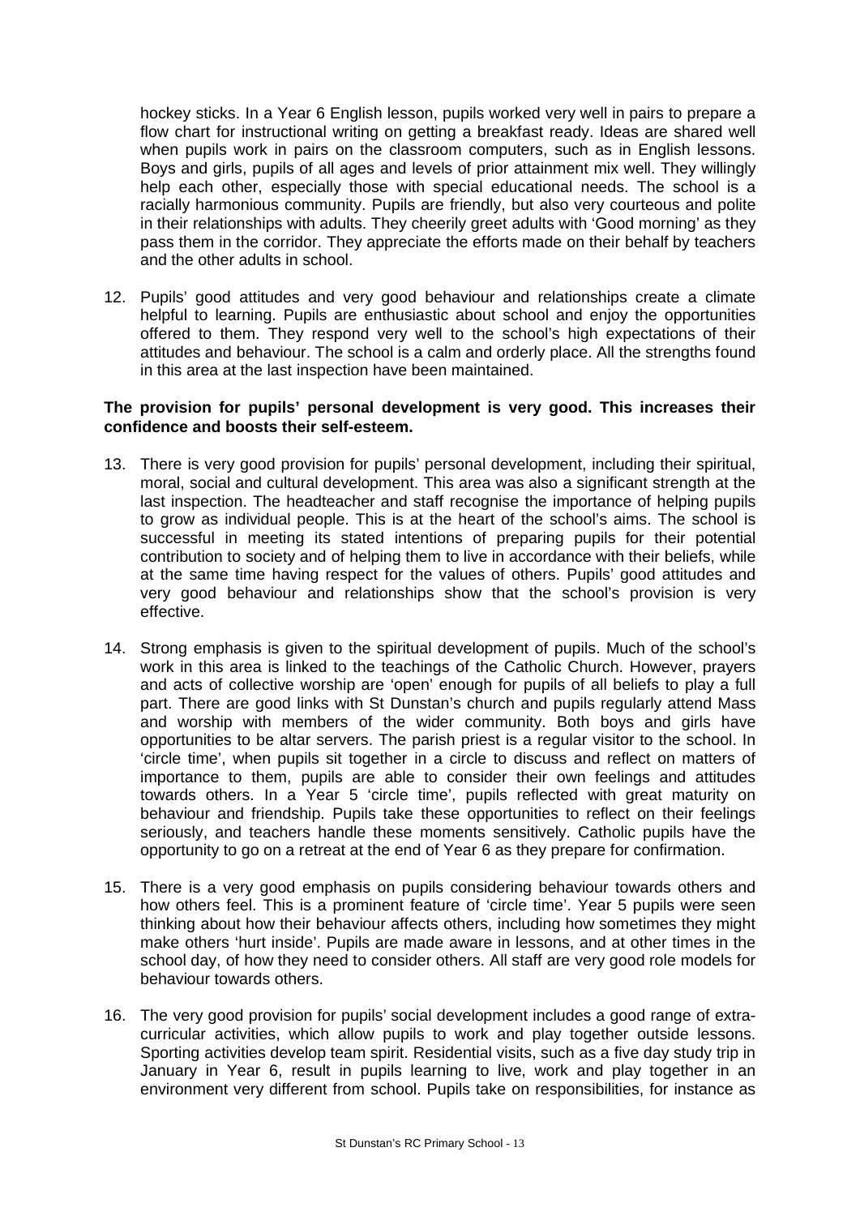hockey sticks. In a Year 6 English lesson, pupils worked very well in pairs to prepare a flow chart for instructional writing on getting a breakfast ready. Ideas are shared well when pupils work in pairs on the classroom computers, such as in English lessons. Boys and girls, pupils of all ages and levels of prior attainment mix well. They willingly help each other, especially those with special educational needs. The school is a racially harmonious community. Pupils are friendly, but also very courteous and polite in their relationships with adults. They cheerily greet adults with 'Good morning' as they pass them in the corridor. They appreciate the efforts made on their behalf by teachers and the other adults in school.

12. Pupils' good attitudes and very good behaviour and relationships create a climate helpful to learning. Pupils are enthusiastic about school and enjoy the opportunities offered to them. They respond very well to the school's high expectations of their attitudes and behaviour. The school is a calm and orderly place. All the strengths found in this area at the last inspection have been maintained.

**The provision for pupils' personal development is very good. This increases their confidence and boosts their self-esteem.**

13. There is very good provision for pupils' personal development, including their spiritual, moral, social and cultural development. This area was also a significant strength at the last inspection. The headteacher and staff recognise the importance of helping pupils to grow as individual people. This is at the heart of the school's aims. The school is successful in meeting its stated intentions of preparing pupils for their potential contribution to society and of helping them to live in accordance with their beliefs, while at the same time having respect for the values of others. Pupils' good attitudes and very good behaviour and relationships show that the school's provision is very effective.

14. Strong emphasis is given to the spiritual development of pupils. Much of the school's work in this area is linked to the teachings of the Catholic Church. However, prayers and acts of collective worship are 'open' enough for pupils of all beliefs to play a full part. There are good links with St Dunstan's church and pupils regularly attend Mass and worship with members of the wider community. Both boys and girls have opportunities to be altar servers. The parish priest is a regular visitor to the school. In 'circle time', when pupils sit together in a circle to discuss and reflect on matters of importance to them, pupils are able to consider their own feelings and attitudes towards others. In a Year 5 'circle time', pupils reflected with great maturity on behaviour and friendship. Pupils take these opportunities to reflect on their feelings seriously, and teachers handle these moments sensitively. Catholic pupils have the opportunity to go on a retreat at the end of Year 6 as they prepare for confirmation.

15. There is a very good emphasis on pupils considering behaviour towards others and how others feel. This is a prominent feature of 'circle time'. Year 5 pupils were seen thinking about how their behaviour affects others, including how sometimes they might make others 'hurt inside'. Pupils are made aware in lessons, and at other times in the school day, of how they need to consider others. All staff are very good role models for behaviour towards others.

16. The very good provision for pupils' social development includes a good range of extra-curricular activities, which allow pupils to work and play together outside lessons. Sporting activities develop team spirit. Residential visits, such as a five day study trip in January in Year 6, result in pupils learning to live, work and play together in an environment very different from school. Pupils take on responsibilities, for instance as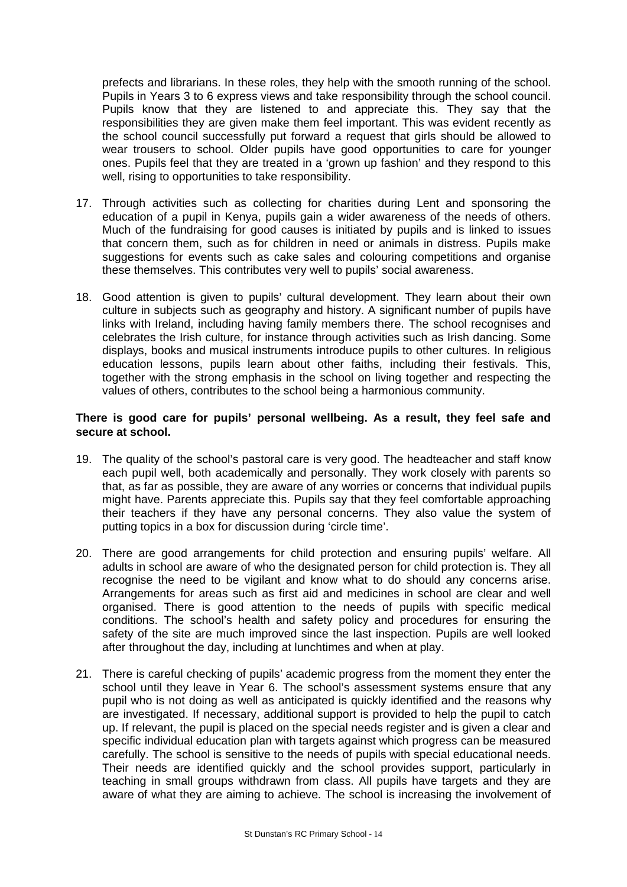prefects and librarians. In these roles, they help with the smooth running of the school. Pupils in Years 3 to 6 express views and take responsibility through the school council. Pupils know that they are listened to and appreciate this. They say that the responsibilities they are given make them feel important. This was evident recently as the school council successfully put forward a request that girls should be allowed to wear trousers to school. Older pupils have good opportunities to care for younger ones. Pupils feel that they are treated in a 'grown up fashion' and they respond to this well, rising to opportunities to take responsibility.

17. Through activities such as collecting for charities during Lent and sponsoring the education of a pupil in Kenya, pupils gain a wider awareness of the needs of others. Much of the fundraising for good causes is initiated by pupils and is linked to issues that concern them, such as for children in need or animals in distress. Pupils make suggestions for events such as cake sales and colouring competitions and organise these themselves. This contributes very well to pupils' social awareness.

18. Good attention is given to pupils' cultural development. They learn about their own culture in subjects such as geography and history. A significant number of pupils have links with Ireland, including having family members there. The school recognises and celebrates the Irish culture, for instance through activities such as Irish dancing. Some displays, books and musical instruments introduce pupils to other cultures. In religious education lessons, pupils learn about other faiths, including their festivals. This, together with the strong emphasis in the school on living together and respecting the values of others, contributes to the school being a harmonious community.

**There is good care for pupils' personal wellbeing. As a result, they feel safe and secure at school.**

19. The quality of the school's pastoral care is very good. The headteacher and staff know each pupil well, both academically and personally. They work closely with parents so that, as far as possible, they are aware of any worries or concerns that individual pupils might have. Parents appreciate this. Pupils say that they feel comfortable approaching their teachers if they have any personal concerns. They also value the system of putting topics in a box for discussion during 'circle time'.

20. There are good arrangements for child protection and ensuring pupils' welfare. All adults in school are aware of who the designated person for child protection is. They all recognise the need to be vigilant and know what to do should any concerns arise. Arrangements for areas such as first aid and medicines in school are clear and well organised. There is good attention to the needs of pupils with specific medical conditions. The school's health and safety policy and procedures for ensuring the safety of the site are much improved since the last inspection. Pupils are well looked after throughout the day, including at lunchtimes and when at play.

21. There is careful checking of pupils' academic progress from the moment they enter the school until they leave in Year 6. The school's assessment systems ensure that any pupil who is not doing as well as anticipated is quickly identified and the reasons why are investigated. If necessary, additional support is provided to help the pupil to catch up. If relevant, the pupil is placed on the special needs register and is given a clear and specific individual education plan with targets against which progress can be measured carefully. The school is sensitive to the needs of pupils with special educational needs. Their needs are identified quickly and the school provides support, particularly in teaching in small groups withdrawn from class. All pupils have targets and they are aware of what they are aiming to achieve. The school is increasing the involvement of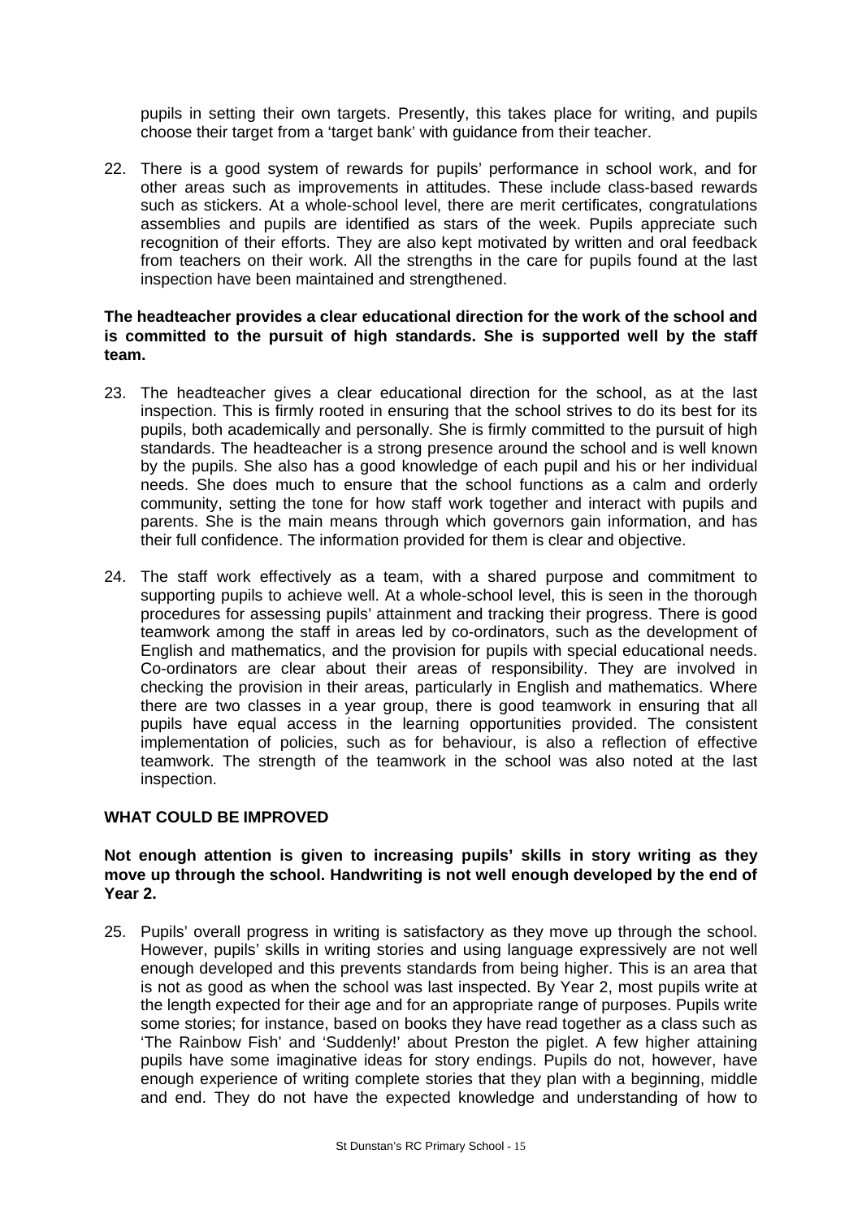pupils in setting their own targets. Presently, this takes place for writing, and pupils choose their target from a 'target bank' with guidance from their teacher.

22. There is a good system of rewards for pupils' performance in school work, and for other areas such as improvements in attitudes. These include class-based rewards such as stickers. At a whole-school level, there are merit certificates, congratulations assemblies and pupils are identified as stars of the week. Pupils appreciate such recognition of their efforts. They are also kept motivated by written and oral feedback from teachers on their work. All the strengths in the care for pupils found at the last inspection have been maintained and strengthened.

**The headteacher provides a clear educational direction for the work of the school and is committed to the pursuit of high standards. She is supported well by the staff team.**

23. The headteacher gives a clear educational direction for the school, as at the last inspection. This is firmly rooted in ensuring that the school strives to do its best for its pupils, both academically and personally. She is firmly committed to the pursuit of high standards. The headteacher is a strong presence around the school and is well known by the pupils. She also has a good knowledge of each pupil and his or her individual needs. She does much to ensure that the school functions as a calm and orderly community, setting the tone for how staff work together and interact with pupils and parents. She is the main means through which governors gain information, and has their full confidence. The information provided for them is clear and objective.

24. The staff work effectively as a team, with a shared purpose and commitment to supporting pupils to achieve well. At a whole-school level, this is seen in the thorough procedures for assessing pupils' attainment and tracking their progress. There is good teamwork among the staff in areas led by co-ordinators, such as the development of English and mathematics, and the provision for pupils with special educational needs. Co-ordinators are clear about their areas of responsibility. They are involved in checking the provision in their areas, particularly in English and mathematics. Where there are two classes in a year group, there is good teamwork in ensuring that all pupils have equal access in the learning opportunities provided. The consistent implementation of policies, such as for behaviour, is also a reflection of effective teamwork. The strength of the teamwork in the school was also noted at the last inspection.

## WHAT COULD BE IMPROVED

**Not enough attention is given to increasing pupils' skills in story writing as they move up through the school. Handwriting is not well enough developed by the end of Year 2.**

25. Pupils' overall progress in writing is satisfactory as they move up through the school. However, pupils' skills in writing stories and using language expressively are not well enough developed and this prevents standards from being higher. This is an area that is not as good as when the school was last inspected. By Year 2, most pupils write at the length expected for their age and for an appropriate range of purposes. Pupils write some stories; for instance, based on books they have read together as a class such as 'The Rainbow Fish' and 'Suddenly!' about Preston the piglet. A few higher attaining pupils have some imaginative ideas for story endings. Pupils do not, however, have enough experience of writing complete stories that they plan with a beginning, middle and end. They do not have the expected knowledge and understanding of how to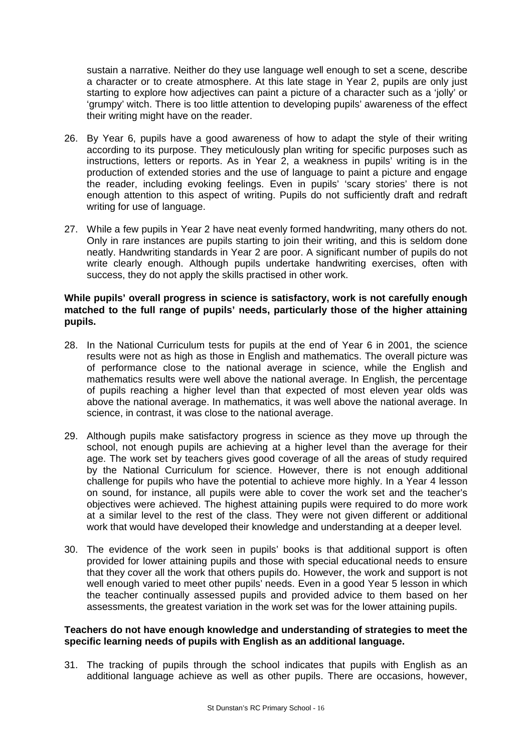sustain a narrative. Neither do they use language well enough to set a scene, describe a character or to create atmosphere. At this late stage in Year 2, pupils are only just starting to explore how adjectives can paint a picture of a character such as a 'jolly' or 'grumpy' witch. There is too little attention to developing pupils' awareness of the effect their writing might have on the reader.

26. By Year 6, pupils have a good awareness of how to adapt the style of their writing according to its purpose. They meticulously plan writing for specific purposes such as instructions, letters or reports. As in Year 2, a weakness in pupils' writing is in the production of extended stories and the use of language to paint a picture and engage the reader, including evoking feelings. Even in pupils' 'scary stories' there is not enough attention to this aspect of writing. Pupils do not sufficiently draft and redraft writing for use of language.

27. While a few pupils in Year 2 have neat evenly formed handwriting, many others do not. Only in rare instances are pupils starting to join their writing, and this is seldom done neatly. Handwriting standards in Year 2 are poor. A significant number of pupils do not write clearly enough. Although pupils undertake handwriting exercises, often with success, they do not apply the skills practised in other work.

**While pupils' overall progress in science is satisfactory, work is not carefully enough matched to the full range of pupils' needs, particularly those of the higher attaining pupils.**

28. In the National Curriculum tests for pupils at the end of Year 6 in 2001, the science results were not as high as those in English and mathematics. The overall picture was of performance close to the national average in science, while the English and mathematics results were well above the national average. In English, the percentage of pupils reaching a higher level than that expected of most eleven year olds was above the national average. In mathematics, it was well above the national average. In science, in contrast, it was close to the national average.

29. Although pupils make satisfactory progress in science as they move up through the school, not enough pupils are achieving at a higher level than the average for their age. The work set by teachers gives good coverage of all the areas of study required by the National Curriculum for science. However, there is not enough additional challenge for pupils who have the potential to achieve more highly. In a Year 4 lesson on sound, for instance, all pupils were able to cover the work set and the teacher's objectives were achieved. The highest attaining pupils were required to do more work at a similar level to the rest of the class. They were not given different or additional work that would have developed their knowledge and understanding at a deeper level.

30. The evidence of the work seen in pupils' books is that additional support is often provided for lower attaining pupils and those with special educational needs to ensure that they cover all the work that others pupils do. However, the work and support is not well enough varied to meet other pupils' needs. Even in a good Year 5 lesson in which the teacher continually assessed pupils and provided advice to them based on her assessments, the greatest variation in the work set was for the lower attaining pupils.

**Teachers do not have enough knowledge and understanding of strategies to meet the specific learning needs of pupils with English as an additional language.**

31. The tracking of pupils through the school indicates that pupils with English as an additional language achieve as well as other pupils. There are occasions, however,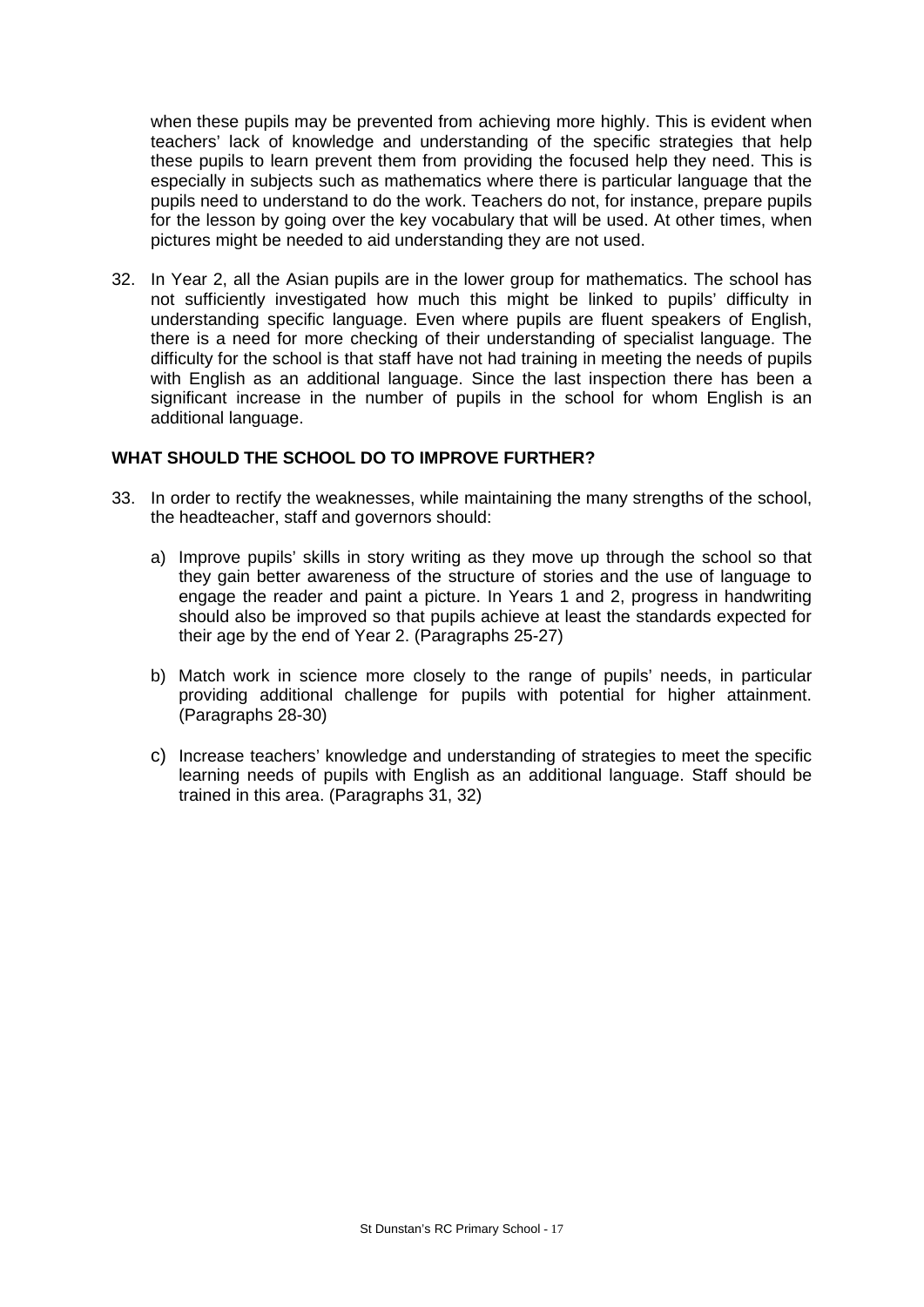when these pupils may be prevented from achieving more highly. This is evident when teachers' lack of knowledge and understanding of the specific strategies that help these pupils to learn prevent them from providing the focused help they need. This is especially in subjects such as mathematics where there is particular language that the pupils need to understand to do the work. Teachers do not, for instance, prepare pupils for the lesson by going over the key vocabulary that will be used. At other times, when pictures might be needed to aid understanding they are not used.

32. In Year 2, all the Asian pupils are in the lower group for mathematics. The school has not sufficiently investigated how much this might be linked to pupils' difficulty in understanding specific language. Even where pupils are fluent speakers of English, there is a need for more checking of their understanding of specialist language. The difficulty for the school is that staff have not had training in meeting the needs of pupils with English as an additional language. Since the last inspection there has been a significant increase in the number of pupils in the school for whom English is an additional language.

### WHAT SHOULD THE SCHOOL DO TO IMPROVE FURTHER?

33. In order to rectify the weaknesses, while maintaining the many strengths of the school, the headteacher, staff and governors should:

    a) Improve pupils' skills in story writing as they move up through the school so that they gain better awareness of the structure of stories and the use of language to engage the reader and paint a picture. In Years 1 and 2, progress in handwriting should also be improved so that pupils achieve at least the standards expected for their age by the end of Year 2. (Paragraphs 25-27)

    b) Match work in science more closely to the range of pupils' needs, in particular providing additional challenge for pupils with potential for higher attainment. (Paragraphs 28-30)

    c) Increase teachers' knowledge and understanding of strategies to meet the specific learning needs of pupils with English as an additional language. Staff should be trained in this area. (Paragraphs 31, 32)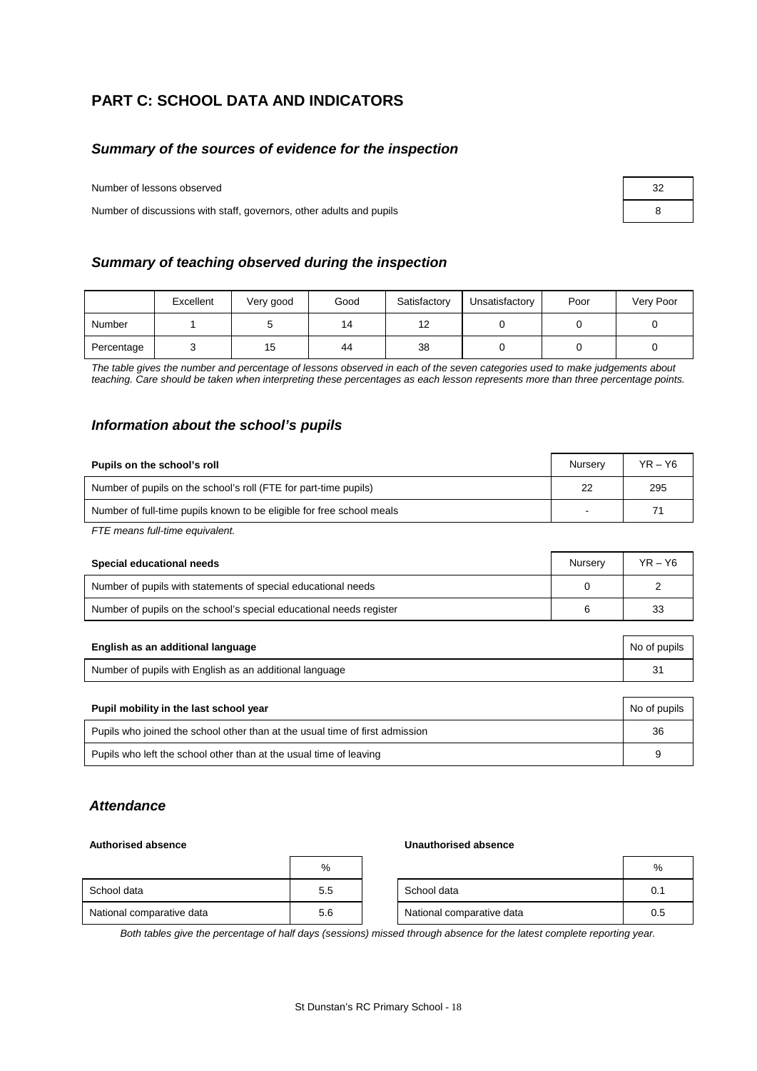## PART C: SCHOOL DATA AND INDICATORS

### *Summary of the sources of evidence for the inspection*

| | |
|---|---|
| Number of lessons observed | 32 |
| Number of discussions with staff, governors, other adults and pupils | 8 |

### *Summary of teaching observed during the inspection*

| | Excellent | Very good | Good | Satisfactory | Unsatisfactory | Poor | Very Poor |
|---|---|---|---|---|---|---|---|
| Number | 1 | 5 | 14 | 12 | 0 | 0 | 0 |
| Percentage | 3 | 15 | 44 | 38 | 0 | 0 | 0 |

*The table gives the number and percentage of lessons observed in each of the seven categories used to make judgements about teaching. Care should be taken when interpreting these percentages as each lesson represents more than three percentage points.*

### *Information about the school's pupils*

| Pupils on the school's roll | Nursery | YR – Y6 |
|---|---|---|
| Number of pupils on the school's roll (FTE for part-time pupils) | 22 | 295 |
| Number of full-time pupils known to be eligible for free school meals | - | 71 |

*FTE means full-time equivalent.*

| Special educational needs | Nursery | YR – Y6 |
|---|---|---|
| Number of pupils with statements of special educational needs | 0 | 2 |
| Number of pupils on the school's special educational needs register | 6 | 33 |

| English as an additional language | No of pupils |
|---|---|
| Number of pupils with English as an additional language | 31 |

| Pupil mobility in the last school year | No of pupils |
|---|---|
| Pupils who joined the school other than at the usual time of first admission | 36 |
| Pupils who left the school other than at the usual time of leaving | 9 |

### *Attendance*

**Authorised absence**

| | % |
|---|---|
| School data | 5.5 |
| National comparative data | 5.6 |

**Unauthorised absence**

| | % |
|---|---|
| School data | 0.1 |
| National comparative data | 0.5 |

*Both tables give the percentage of half days (sessions) missed through absence for the latest complete reporting year.*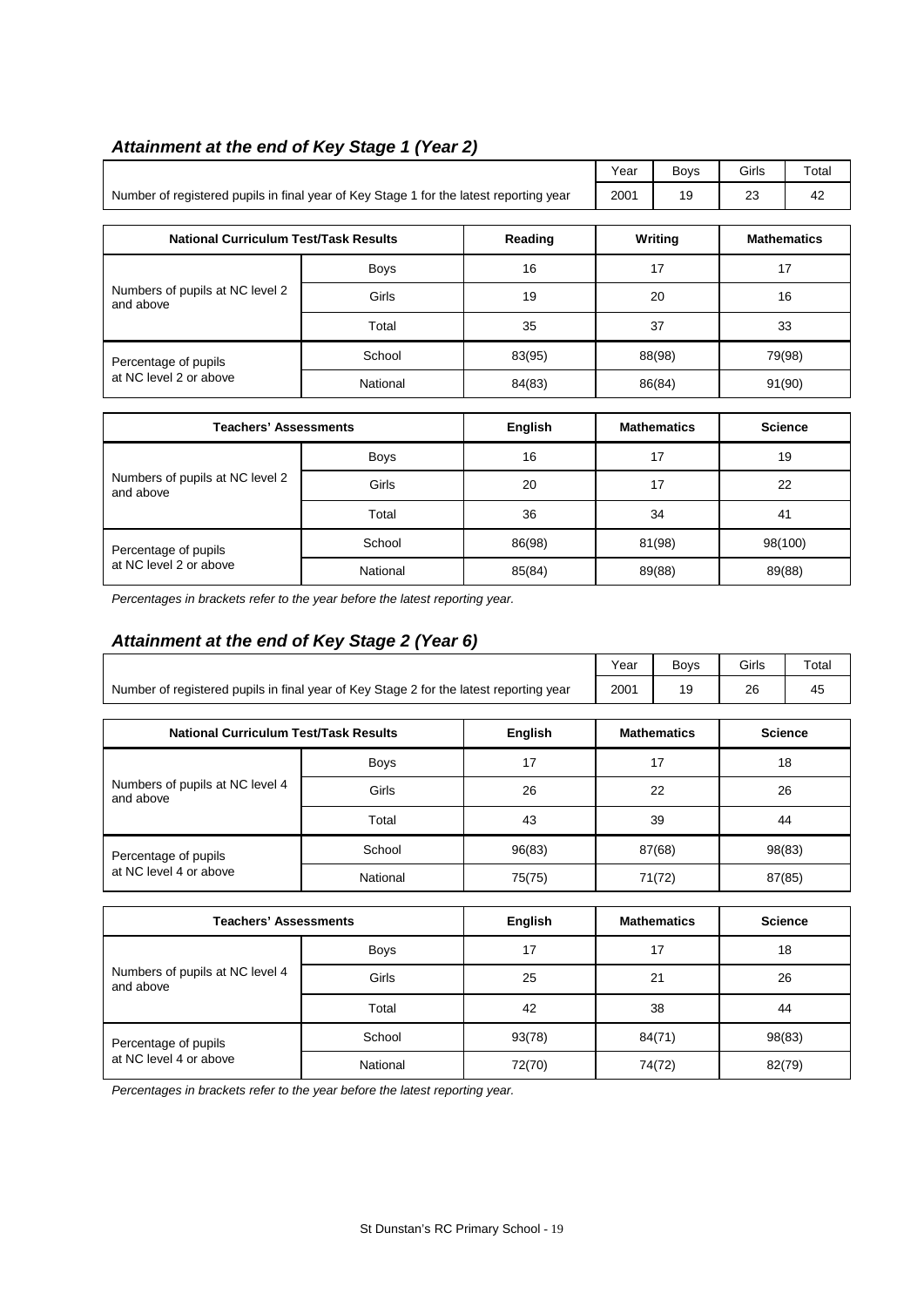## *Attainment at the end of Key Stage 1 (Year 2)*

| | Year | Boys | Girls | Total |
|---|---|---|---|---|
| Number of registered pupils in final year of Key Stage 1 for the latest reporting year | 2001 | 19 | 23 | 42 |

| National Curriculum Test/Task Results | | Reading | Writing | Mathematics |
|---|---|---|---|---|
| Numbers of pupils at NC level 2 and above | Boys | 16 | 17 | 17 |
| | Girls | 19 | 20 | 16 |
| | Total | 35 | 37 | 33 |
| Percentage of pupils at NC level 2 or above | School | 83(95) | 88(98) | 79(98) |
| | National | 84(83) | 86(84) | 91(90) |

| Teachers' Assessments | | English | Mathematics | Science |
|---|---|---|---|---|
| Numbers of pupils at NC level 2 and above | Boys | 16 | 17 | 19 |
| | Girls | 20 | 17 | 22 |
| | Total | 36 | 34 | 41 |
| Percentage of pupils at NC level 2 or above | School | 86(98) | 81(98) | 98(100) |
| | National | 85(84) | 89(88) | 89(88) |

*Percentages in brackets refer to the year before the latest reporting year.*

## *Attainment at the end of Key Stage 2 (Year 6)*

| | Year | Boys | Girls | Total |
|---|---|---|---|---|
| Number of registered pupils in final year of Key Stage 2 for the latest reporting year | 2001 | 19 | 26 | 45 |

| National Curriculum Test/Task Results | | English | Mathematics | Science |
|---|---|---|---|---|
| Numbers of pupils at NC level 4 and above | Boys | 17 | 17 | 18 |
| | Girls | 26 | 22 | 26 |
| | Total | 43 | 39 | 44 |
| Percentage of pupils at NC level 4 or above | School | 96(83) | 87(68) | 98(83) |
| | National | 75(75) | 71(72) | 87(85) |

| Teachers' Assessments | | English | Mathematics | Science |
|---|---|---|---|---|
| Numbers of pupils at NC level 4 and above | Boys | 17 | 17 | 18 |
| | Girls | 25 | 21 | 26 |
| | Total | 42 | 38 | 44 |
| Percentage of pupils at NC level 4 or above | School | 93(78) | 84(71) | 98(83) |
| | National | 72(70) | 74(72) | 82(79) |

*Percentages in brackets refer to the year before the latest reporting year.*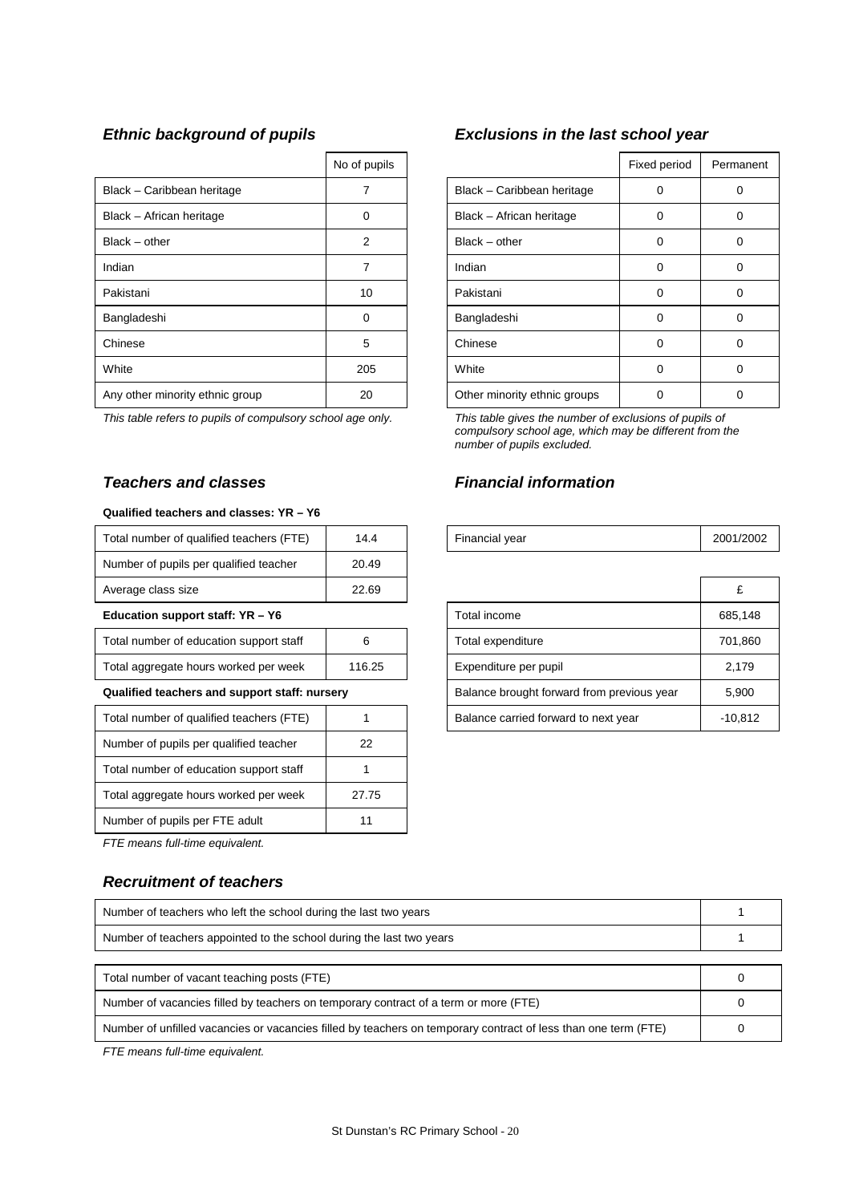### *Ethnic background of pupils*

| | No of pupils |
|---|---|
| Black – Caribbean heritage | 7 |
| Black – African heritage | 0 |
| Black – other | 2 |
| Indian | 7 |
| Pakistani | 10 |
| Bangladeshi | 0 |
| Chinese | 5 |
| White | 205 |
| Any other minority ethnic group | 20 |

*This table refers to pupils of compulsory school age only.*

### *Exclusions in the last school year*

| | Fixed period | Permanent |
|---|---|---|
| Black – Caribbean heritage | 0 | 0 |
| Black – African heritage | 0 | 0 |
| Black – other | 0 | 0 |
| Indian | 0 | 0 |
| Pakistani | 0 | 0 |
| Bangladeshi | 0 | 0 |
| Chinese | 0 | 0 |
| White | 0 | 0 |
| Other minority ethnic groups | 0 | 0 |

*This table gives the number of exclusions of pupils of compulsory school age, which may be different from the number of pupils excluded.*

### *Teachers and classes*

**Qualified teachers and classes: YR – Y6**

| | |
|---|---|
| Total number of qualified teachers (FTE) | 14.4 |
| Number of pupils per qualified teacher | 20.49 |
| Average class size | 22.69 |

**Education support staff: YR – Y6**

| | |
|---|---|
| Total number of education support staff | 6 |
| Total aggregate hours worked per week | 116.25 |

**Qualified teachers and support staff: nursery**

| | |
|---|---|
| Total number of qualified teachers (FTE) | 1 |
| Number of pupils per qualified teacher | 22 |
| Total number of education support staff | 1 |
| Total aggregate hours worked per week | 27.75 |
| Number of pupils per FTE adult | 11 |

*FTE means full-time equivalent.*

### *Financial information*

| | |
|---|---|
| Financial year | 2001/2002 |

| | £ |
|---|---|
| Total income | 685,148 |
| Total expenditure | 701,860 |
| Expenditure per pupil | 2,179 |
| Balance brought forward from previous year | 5,900 |
| Balance carried forward to next year | -10,812 |

### *Recruitment of teachers*

| | |
|---|---|
| Number of teachers who left the school during the last two years | 1 |
| Number of teachers appointed to the school during the last two years | 1 |

| | |
|---|---|
| Total number of vacant teaching posts (FTE) | 0 |
| Number of vacancies filled by teachers on temporary contract of a term or more (FTE) | 0 |
| Number of unfilled vacancies or vacancies filled by teachers on temporary contract of less than one term (FTE) | 0 |

*FTE means full-time equivalent.*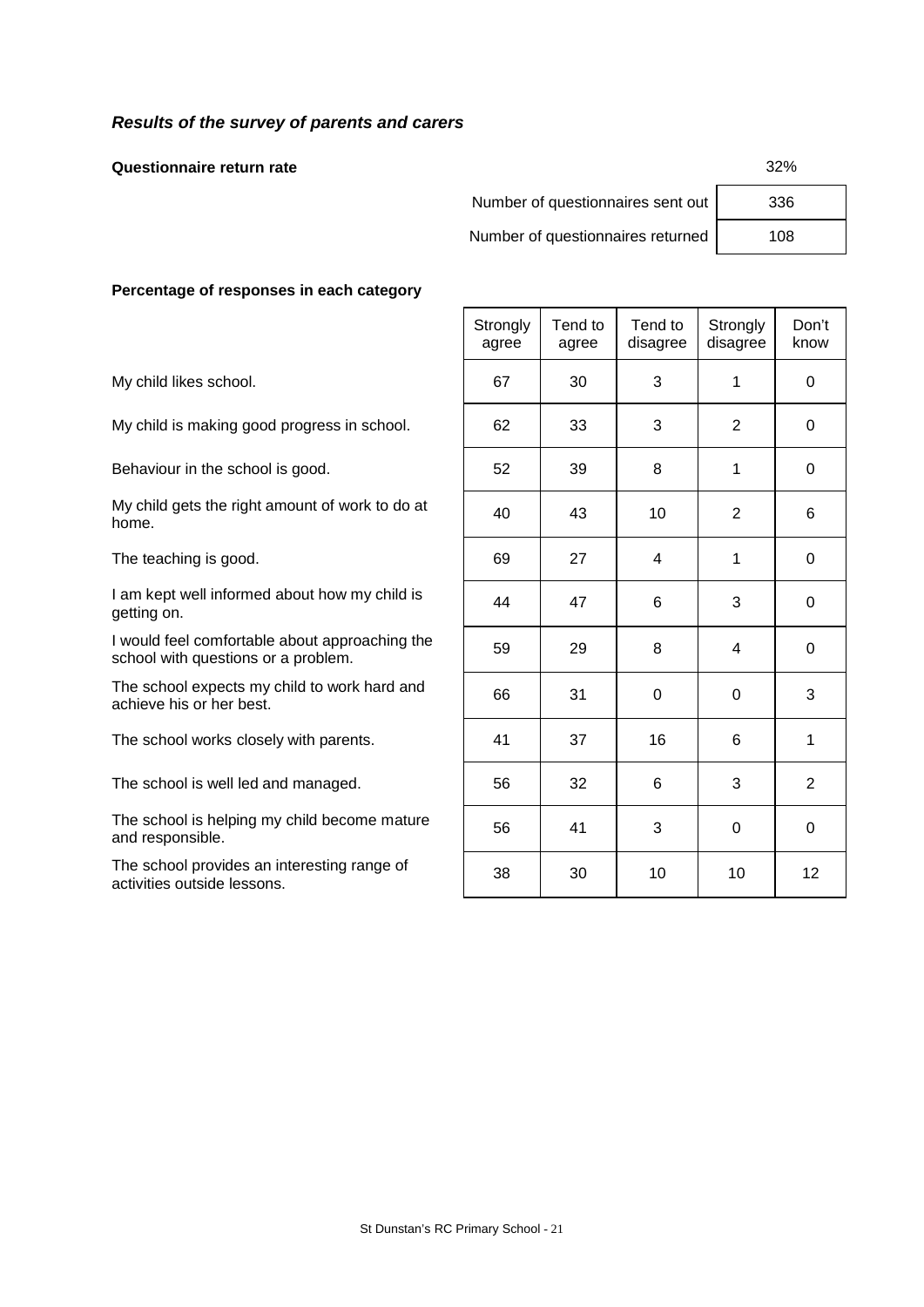### *Results of the survey of parents and carers*

**Questionnaire return rate** 32%

| | |
|---|---|
| Number of questionnaires sent out | 336 |
| Number of questionnaires returned | 108 |

**Percentage of responses in each category**

| | Strongly agree | Tend to agree | Tend to disagree | Strongly disagree | Don't know |
|---|---|---|---|---|---|
| My child likes school. | 67 | 30 | 3 | 1 | 0 |
| My child is making good progress in school. | 62 | 33 | 3 | 2 | 0 |
| Behaviour in the school is good. | 52 | 39 | 8 | 1 | 0 |
| My child gets the right amount of work to do at home. | 40 | 43 | 10 | 2 | 6 |
| The teaching is good. | 69 | 27 | 4 | 1 | 0 |
| I am kept well informed about how my child is getting on. | 44 | 47 | 6 | 3 | 0 |
| I would feel comfortable about approaching the school with questions or a problem. | 59 | 29 | 8 | 4 | 0 |
| The school expects my child to work hard and achieve his or her best. | 66 | 31 | 0 | 0 | 3 |
| The school works closely with parents. | 41 | 37 | 16 | 6 | 1 |
| The school is well led and managed. | 56 | 32 | 6 | 3 | 2 |
| The school is helping my child become mature and responsible. | 56 | 41 | 3 | 0 | 0 |
| The school provides an interesting range of activities outside lessons. | 38 | 30 | 10 | 10 | 12 |